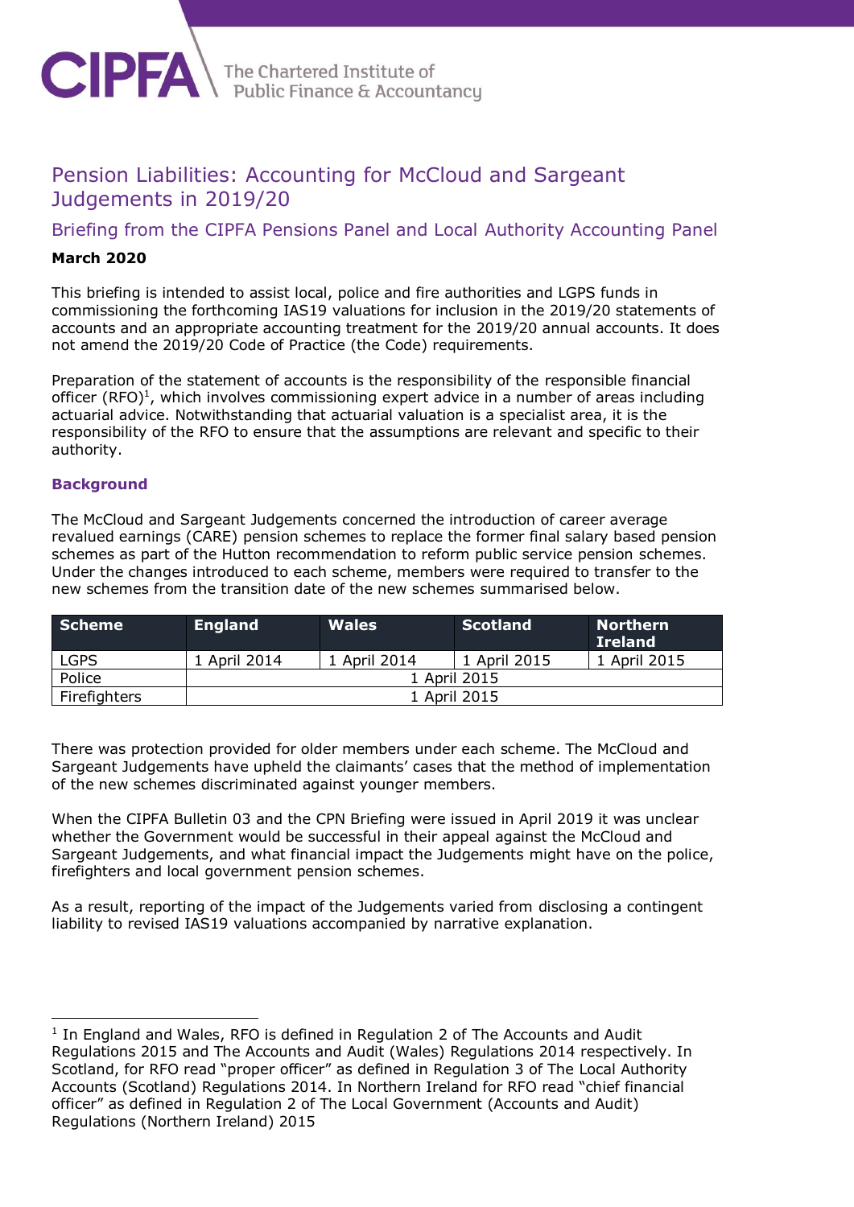CIPFA The Chartered Institute of Public Finance & Accountancy

# Pension Liabilities: Accounting for McCloud and Sargeant Judgements in 2019/20

## Briefing from the CIPFA Pensions Panel and Local Authority Accounting Panel

**March 2020**

This briefing is intended to assist local, police and fire authorities and LGPS funds in commissioning the forthcoming IAS19 valuations for inclusion in the 2019/20 statements of accounts and an appropriate accounting treatment for the 2019/20 annual accounts. It does not amend the 2019/20 Code of Practice (the Code) requirements.

Preparation of the statement of accounts is the responsibility of the responsible financial officer (RFO)[1], which involves commissioning expert advice in a number of areas including actuarial advice. Notwithstanding that actuarial valuation is a specialist area, it is the responsibility of the RFO to ensure that the assumptions are relevant and specific to their authority.

### Background

The McCloud and Sargeant Judgements concerned the introduction of career average revalued earnings (CARE) pension schemes to replace the former final salary based pension schemes as part of the Hutton recommendation to reform public service pension schemes. Under the changes introduced to each scheme, members were required to transfer to the new schemes from the transition date of the new schemes summarised below.

| Scheme | England | Wales | Scotland | Northern Ireland |
|---|---|---|---|---|
| LGPS | 1 April 2014 | 1 April 2014 | 1 April 2015 | 1 April 2015 |
| Police | 1 April 2015 | | | |
| Firefighters | 1 April 2015 | | | |

There was protection provided for older members under each scheme. The McCloud and Sargeant Judgements have upheld the claimants' cases that the method of implementation of the new schemes discriminated against younger members.

When the CIPFA Bulletin 03 and the CPN Briefing were issued in April 2019 it was unclear whether the Government would be successful in their appeal against the McCloud and Sargeant Judgements, and what financial impact the Judgements might have on the police, firefighters and local government pension schemes.

As a result, reporting of the impact of the Judgements varied from disclosing a contingent liability to revised IAS19 valuations accompanied by narrative explanation.

---

[1] In England and Wales, RFO is defined in Regulation 2 of The Accounts and Audit Regulations 2015 and The Accounts and Audit (Wales) Regulations 2014 respectively. In Scotland, for RFO read "proper officer" as defined in Regulation 3 of The Local Authority Accounts (Scotland) Regulations 2014. In Northern Ireland for RFO read "chief financial officer" as defined in Regulation 2 of The Local Government (Accounts and Audit) Regulations (Northern Ireland) 2015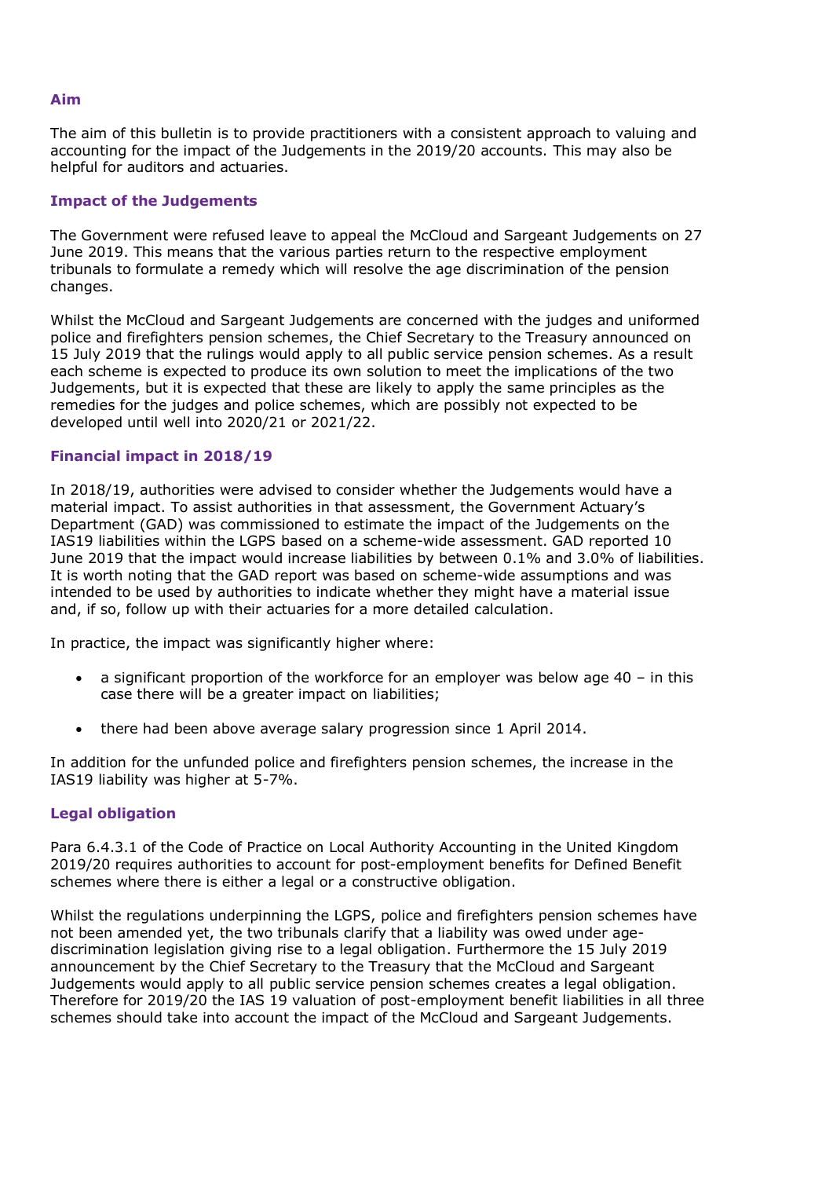### Aim

The aim of this bulletin is to provide practitioners with a consistent approach to valuing and accounting for the impact of the Judgements in the 2019/20 accounts. This may also be helpful for auditors and actuaries.

### Impact of the Judgements

The Government were refused leave to appeal the McCloud and Sargeant Judgements on 27 June 2019. This means that the various parties return to the respective employment tribunals to formulate a remedy which will resolve the age discrimination of the pension changes.

Whilst the McCloud and Sargeant Judgements are concerned with the judges and uniformed police and firefighters pension schemes, the Chief Secretary to the Treasury announced on 15 July 2019 that the rulings would apply to all public service pension schemes. As a result each scheme is expected to produce its own solution to meet the implications of the two Judgements, but it is expected that these are likely to apply the same principles as the remedies for the judges and police schemes, which are possibly not expected to be developed until well into 2020/21 or 2021/22.

### Financial impact in 2018/19

In 2018/19, authorities were advised to consider whether the Judgements would have a material impact. To assist authorities in that assessment, the Government Actuary's Department (GAD) was commissioned to estimate the impact of the Judgements on the IAS19 liabilities within the LGPS based on a scheme-wide assessment. GAD reported 10 June 2019 that the impact would increase liabilities by between 0.1% and 3.0% of liabilities. It is worth noting that the GAD report was based on scheme-wide assumptions and was intended to be used by authorities to indicate whether they might have a material issue and, if so, follow up with their actuaries for a more detailed calculation.

In practice, the impact was significantly higher where:

- a significant proportion of the workforce for an employer was below age 40 – in this case there will be a greater impact on liabilities;
- there had been above average salary progression since 1 April 2014.

In addition for the unfunded police and firefighters pension schemes, the increase in the IAS19 liability was higher at 5-7%.

### Legal obligation

Para 6.4.3.1 of the Code of Practice on Local Authority Accounting in the United Kingdom 2019/20 requires authorities to account for post-employment benefits for Defined Benefit schemes where there is either a legal or a constructive obligation.

Whilst the regulations underpinning the LGPS, police and firefighters pension schemes have not been amended yet, the two tribunals clarify that a liability was owed under age-discrimination legislation giving rise to a legal obligation. Furthermore the 15 July 2019 announcement by the Chief Secretary to the Treasury that the McCloud and Sargeant Judgements would apply to all public service pension schemes creates a legal obligation. Therefore for 2019/20 the IAS 19 valuation of post-employment benefit liabilities in all three schemes should take into account the impact of the McCloud and Sargeant Judgements.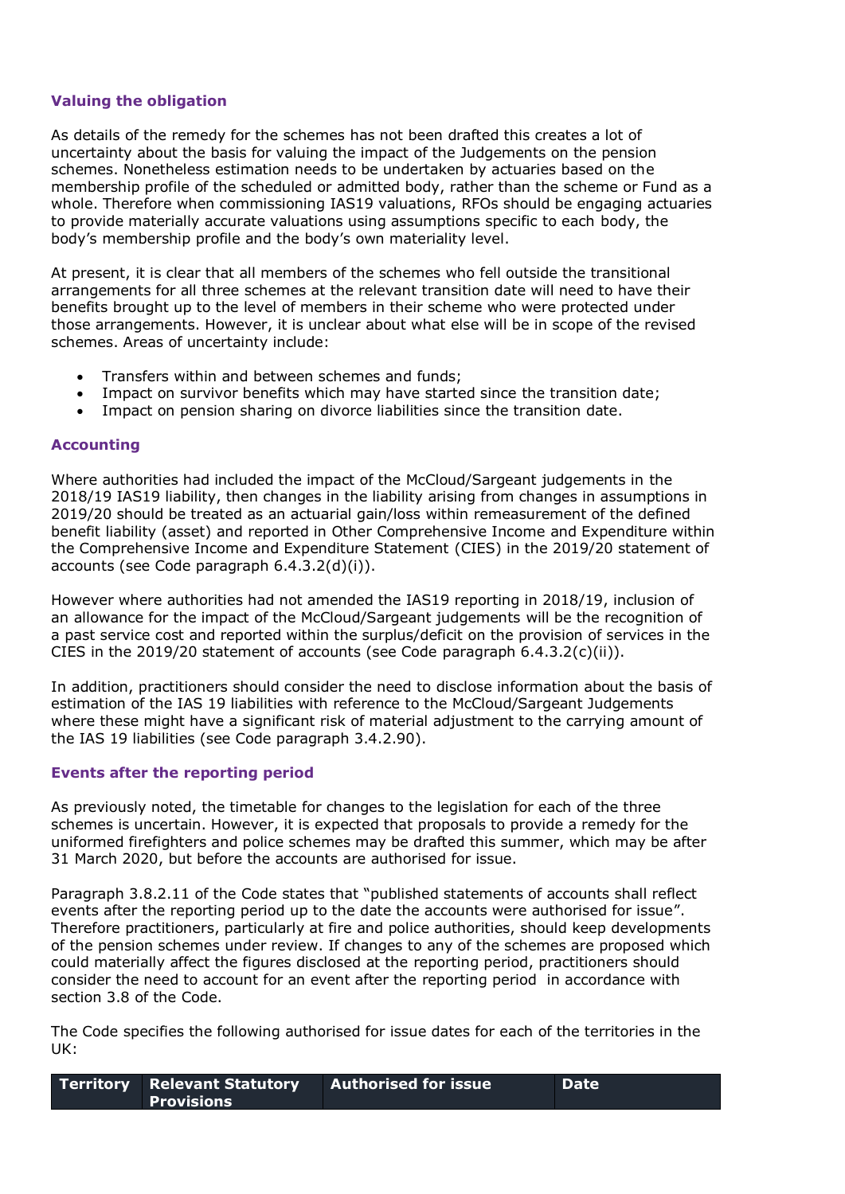### Valuing the obligation

As details of the remedy for the schemes has not been drafted this creates a lot of uncertainty about the basis for valuing the impact of the Judgements on the pension schemes. Nonetheless estimation needs to be undertaken by actuaries based on the membership profile of the scheduled or admitted body, rather than the scheme or Fund as a whole. Therefore when commissioning IAS19 valuations, RFOs should be engaging actuaries to provide materially accurate valuations using assumptions specific to each body, the body's membership profile and the body's own materiality level.

At present, it is clear that all members of the schemes who fell outside the transitional arrangements for all three schemes at the relevant transition date will need to have their benefits brought up to the level of members in their scheme who were protected under those arrangements. However, it is unclear about what else will be in scope of the revised schemes. Areas of uncertainty include:

- Transfers within and between schemes and funds;
- Impact on survivor benefits which may have started since the transition date;
- Impact on pension sharing on divorce liabilities since the transition date.

### Accounting

Where authorities had included the impact of the McCloud/Sargeant judgements in the 2018/19 IAS19 liability, then changes in the liability arising from changes in assumptions in 2019/20 should be treated as an actuarial gain/loss within remeasurement of the defined benefit liability (asset) and reported in Other Comprehensive Income and Expenditure within the Comprehensive Income and Expenditure Statement (CIES) in the 2019/20 statement of accounts (see Code paragraph 6.4.3.2(d)(i)).

However where authorities had not amended the IAS19 reporting in 2018/19, inclusion of an allowance for the impact of the McCloud/Sargeant judgements will be the recognition of a past service cost and reported within the surplus/deficit on the provision of services in the CIES in the 2019/20 statement of accounts (see Code paragraph 6.4.3.2(c)(ii)).

In addition, practitioners should consider the need to disclose information about the basis of estimation of the IAS 19 liabilities with reference to the McCloud/Sargeant Judgements where these might have a significant risk of material adjustment to the carrying amount of the IAS 19 liabilities (see Code paragraph 3.4.2.90).

### Events after the reporting period

As previously noted, the timetable for changes to the legislation for each of the three schemes is uncertain. However, it is expected that proposals to provide a remedy for the uniformed firefighters and police schemes may be drafted this summer, which may be after 31 March 2020, but before the accounts are authorised for issue.

Paragraph 3.8.2.11 of the Code states that "published statements of accounts shall reflect events after the reporting period up to the date the accounts were authorised for issue". Therefore practitioners, particularly at fire and police authorities, should keep developments of the pension schemes under review. If changes to any of the schemes are proposed which could materially affect the figures disclosed at the reporting period, practitioners should consider the need to account for an event after the reporting period in accordance with section 3.8 of the Code.

The Code specifies the following authorised for issue dates for each of the territories in the UK:

| Territory | Relevant Statutory Provisions | Authorised for issue | Date |
|---|---|---|---|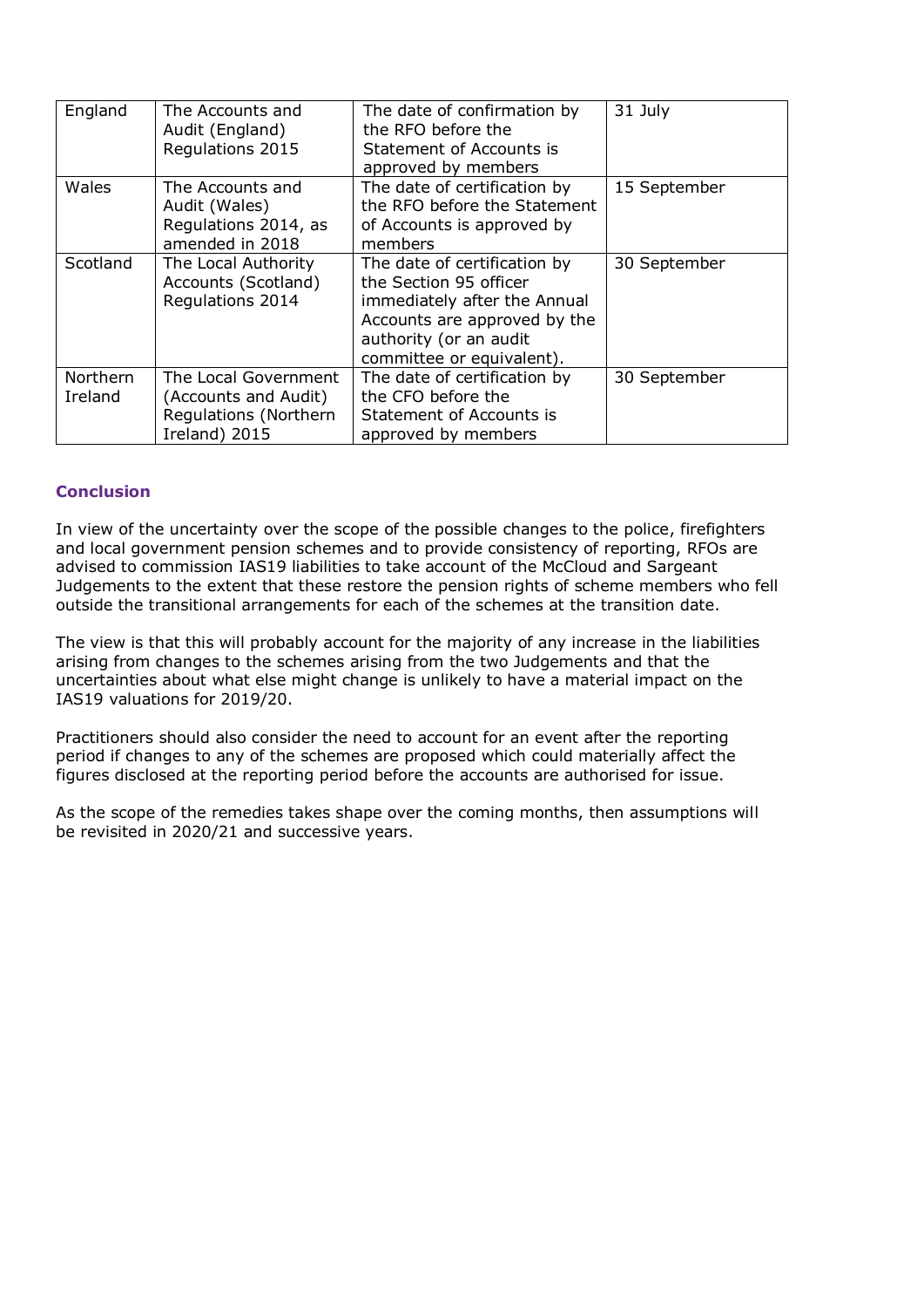| | | | |
|---|---|---|---|
| England | The Accounts and Audit (England) Regulations 2015 | The date of confirmation by the RFO before the Statement of Accounts is approved by members | 31 July |
| Wales | The Accounts and Audit (Wales) Regulations 2014, as amended in 2018 | The date of certification by the RFO before the Statement of Accounts is approved by members | 15 September |
| Scotland | The Local Authority Accounts (Scotland) Regulations 2014 | The date of certification by the Section 95 officer immediately after the Annual Accounts are approved by the authority (or an audit committee or equivalent). | 30 September |
| Northern Ireland | The Local Government (Accounts and Audit) Regulations (Northern Ireland) 2015 | The date of certification by the CFO before the Statement of Accounts is approved by members | 30 September |

### Conclusion

In view of the uncertainty over the scope of the possible changes to the police, firefighters and local government pension schemes and to provide consistency of reporting, RFOs are advised to commission IAS19 liabilities to take account of the McCloud and Sargeant Judgements to the extent that these restore the pension rights of scheme members who fell outside the transitional arrangements for each of the schemes at the transition date.

The view is that this will probably account for the majority of any increase in the liabilities arising from changes to the schemes arising from the two Judgements and that the uncertainties about what else might change is unlikely to have a material impact on the IAS19 valuations for 2019/20.

Practitioners should also consider the need to account for an event after the reporting period if changes to any of the schemes are proposed which could materially affect the figures disclosed at the reporting period before the accounts are authorised for issue.

As the scope of the remedies takes shape over the coming months, then assumptions will be revisited in 2020/21 and successive years.